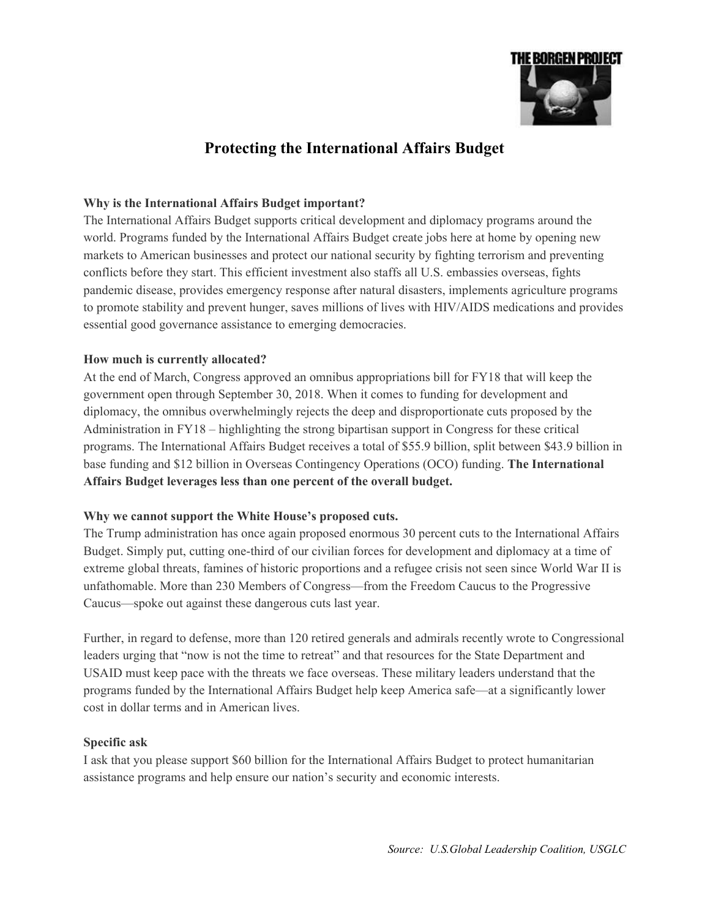THE BORGEN PROJECT

# Protecting the International Affairs Budget

**Why is the International Affairs Budget important?**

The International Affairs Budget supports critical development and diplomacy programs around the world. Programs funded by the International Affairs Budget create jobs here at home by opening new markets to American businesses and protect our national security by fighting terrorism and preventing conflicts before they start. This efficient investment also staffs all U.S. embassies overseas, fights pandemic disease, provides emergency response after natural disasters, implements agriculture programs to promote stability and prevent hunger, saves millions of lives with HIV/AIDS medications and provides essential good governance assistance to emerging democracies.

**How much is currently allocated?**

At the end of March, Congress approved an omnibus appropriations bill for FY18 that will keep the government open through September 30, 2018. When it comes to funding for development and diplomacy, the omnibus overwhelmingly rejects the deep and disproportionate cuts proposed by the Administration in FY18 – highlighting the strong bipartisan support in Congress for these critical programs. The International Affairs Budget receives a total of $55.9 billion, split between $43.9 billion in base funding and $12 billion in Overseas Contingency Operations (OCO) funding. **The International Affairs Budget leverages less than one percent of the overall budget.**

**Why we cannot support the White House's proposed cuts.**

The Trump administration has once again proposed enormous 30 percent cuts to the International Affairs Budget. Simply put, cutting one-third of our civilian forces for development and diplomacy at a time of extreme global threats, famines of historic proportions and a refugee crisis not seen since World War II is unfathomable. More than 230 Members of Congress—from the Freedom Caucus to the Progressive Caucus—spoke out against these dangerous cuts last year.

Further, in regard to defense, more than 120 retired generals and admirals recently wrote to Congressional leaders urging that "now is not the time to retreat" and that resources for the State Department and USAID must keep pace with the threats we face overseas. These military leaders understand that the programs funded by the International Affairs Budget help keep America safe—at a significantly lower cost in dollar terms and in American lives.

**Specific ask**

I ask that you please support $60 billion for the International Affairs Budget to protect humanitarian assistance programs and help ensure our nation's security and economic interests.

*Source: U.S.Global Leadership Coalition, USGLC*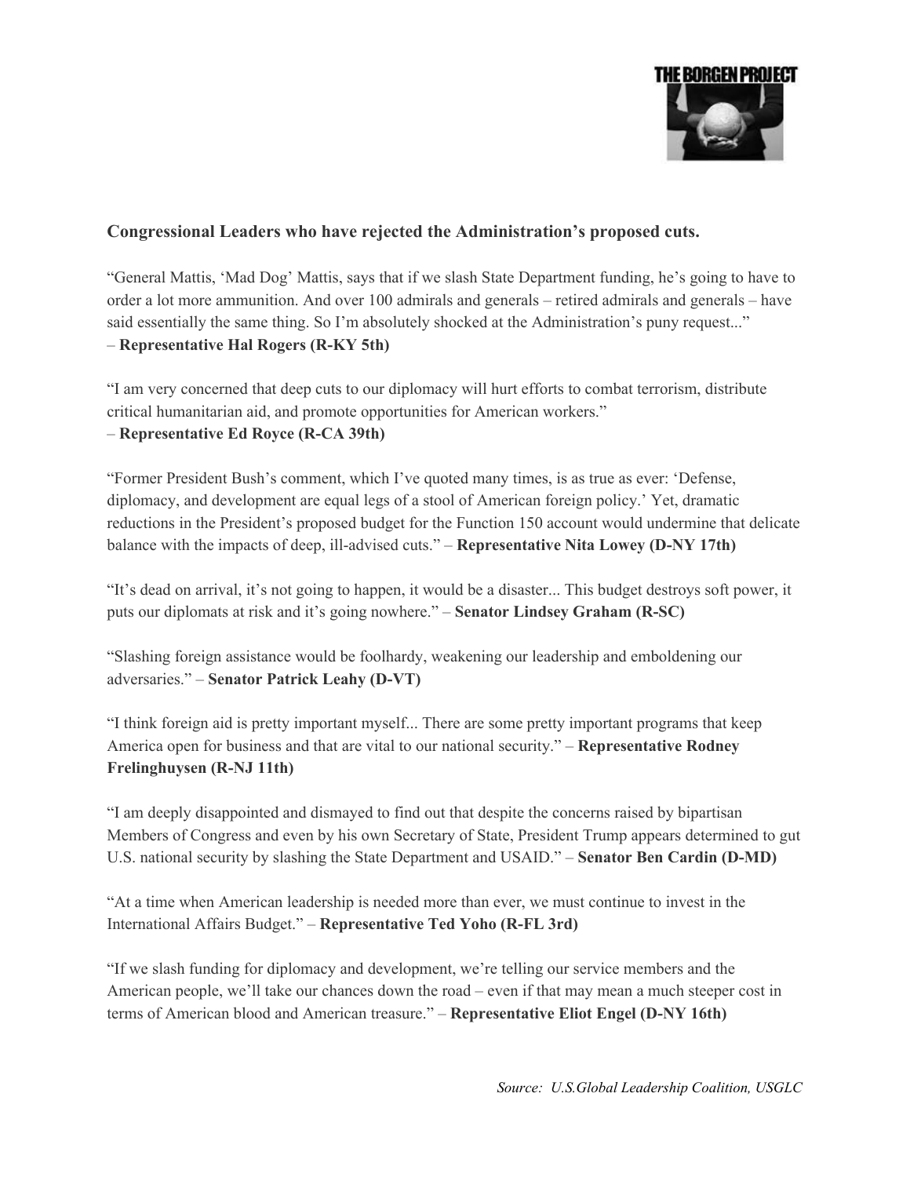### Congressional Leaders who have rejected the Administration's proposed cuts.

"General Mattis, 'Mad Dog' Mattis, says that if we slash State Department funding, he's going to have to order a lot more ammunition. And over 100 admirals and generals – retired admirals and generals – have said essentially the same thing. So I'm absolutely shocked at the Administration's puny request..."
– **Representative Hal Rogers (R-KY 5th)**

"I am very concerned that deep cuts to our diplomacy will hurt efforts to combat terrorism, distribute critical humanitarian aid, and promote opportunities for American workers."
– **Representative Ed Royce (R-CA 39th)**

"Former President Bush's comment, which I've quoted many times, is as true as ever: 'Defense, diplomacy, and development are equal legs of a stool of American foreign policy.' Yet, dramatic reductions in the President's proposed budget for the Function 150 account would undermine that delicate balance with the impacts of deep, ill-advised cuts." – **Representative Nita Lowey (D-NY 17th)**

"It's dead on arrival, it's not going to happen, it would be a disaster... This budget destroys soft power, it puts our diplomats at risk and it's going nowhere." – **Senator Lindsey Graham (R-SC)**

"Slashing foreign assistance would be foolhardy, weakening our leadership and emboldening our adversaries." – **Senator Patrick Leahy (D-VT)**

"I think foreign aid is pretty important myself... There are some pretty important programs that keep America open for business and that are vital to our national security." – **Representative Rodney Frelinghuysen (R-NJ 11th)**

"I am deeply disappointed and dismayed to find out that despite the concerns raised by bipartisan Members of Congress and even by his own Secretary of State, President Trump appears determined to gut U.S. national security by slashing the State Department and USAID." – **Senator Ben Cardin (D-MD)**

"At a time when American leadership is needed more than ever, we must continue to invest in the International Affairs Budget." – **Representative Ted Yoho (R-FL 3rd)**

"If we slash funding for diplomacy and development, we're telling our service members and the American people, we'll take our chances down the road – even if that may mean a much steeper cost in terms of American blood and American treasure." – **Representative Eliot Engel (D-NY 16th)**

*Source: U.S.Global Leadership Coalition, USGLC*